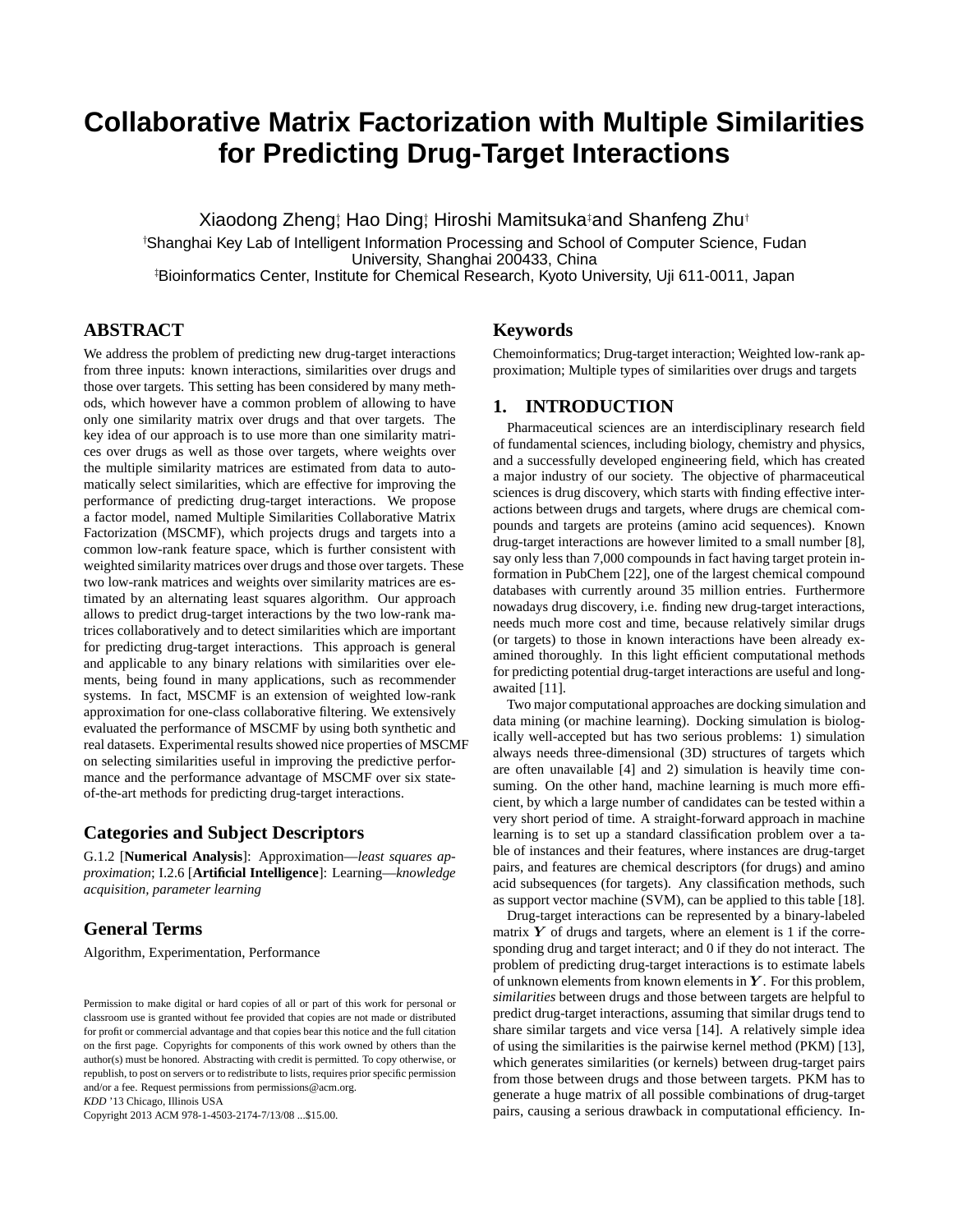# Collaborative Matrix Factorization with Multiple Similarities for Predicting Drug-Target Interactions

Xiaodong Zheng[†], Hao Ding[†], Hiroshi Mamitsuka[‡] and Shanfeng Zhu[†]

[†]Shanghai Key Lab of Intelligent Information Processing and School of Computer Science, Fudan University, Shanghai 200433, China

[‡]Bioinformatics Center, Institute for Chemical Research, Kyoto University, Uji 611-0011, Japan

## ABSTRACT

We address the problem of predicting new drug-target interactions from three inputs: known interactions, similarities over drugs and those over targets. This setting has been considered by many methods, which however have a common problem of allowing to have only one similarity matrix over drugs and that over targets. The key idea of our approach is to use more than one similarity matrices over drugs as well as those over targets, where weights over the multiple similarity matrices are estimated from data to automatically select similarities, which are effective for improving the performance of predicting drug-target interactions. We propose a factor model, named Multiple Similarities Collaborative Matrix Factorization (MSCMF), which projects drugs and targets into a common low-rank feature space, which is further consistent with weighted similarity matrices over drugs and those over targets. These two low-rank matrices and weights over similarity matrices are estimated by an alternating least squares algorithm. Our approach allows to predict drug-target interactions by the two low-rank matrices collaboratively and to detect similarities which are important for predicting drug-target interactions. This approach is general and applicable to any binary relations with similarities over elements, being found in many applications, such as recommender systems. In fact, MSCMF is an extension of weighted low-rank approximation for one-class collaborative filtering. We extensively evaluated the performance of MSCMF by using both synthetic and real datasets. Experimental results showed nice properties of MSCMF on selecting similarities useful in improving the predictive performance and the performance advantage of MSCMF over six state-of-the-art methods for predicting drug-target interactions.

## Categories and Subject Descriptors

G.1.2 [**Numerical Analysis**]: Approximation—*least squares approximation*; I.2.6 [**Artificial Intelligence**]: Learning—*knowledge acquisition, parameter learning*

## General Terms

Algorithm, Experimentation, Performance

Permission to make digital or hard copies of all or part of this work for personal or classroom use is granted without fee provided that copies are not made or distributed for profit or commercial advantage and that copies bear this notice and the full citation on the first page. Copyrights for components of this work owned by others than the author(s) must be honored. Abstracting with credit is permitted. To copy otherwise, or republish, to post on servers or to redistribute to lists, requires prior specific permission and/or a fee. Request permissions from permissions@acm.org.
*KDD* '13 Chicago, Illinois USA
Copyright 2013 ACM 978-1-4503-2174-7/13/08 ...$15.00.

## Keywords

Chemoinformatics; Drug-target interaction; Weighted low-rank approximation; Multiple types of similarities over drugs and targets

## 1. INTRODUCTION

Pharmaceutical sciences are an interdisciplinary research field of fundamental sciences, including biology, chemistry and physics, and a successfully developed engineering field, which has created a major industry of our society. The objective of pharmaceutical sciences is drug discovery, which starts with finding effective interactions between drugs and targets, where drugs are chemical compounds and targets are proteins (amino acid sequences). Known drug-target interactions are however limited to a small number [8], say only less than 7,000 compounds in fact having target protein information in PubChem [22], one of the largest chemical compound databases with currently around 35 million entries. Furthermore nowadays drug discovery, i.e. finding new drug-target interactions, needs much more cost and time, because relatively similar drugs (or targets) to those in known interactions have been already examined thoroughly. In this light efficient computational methods for predicting potential drug-target interactions are useful and long-awaited [11].

Two major computational approaches are docking simulation and data mining (or machine learning). Docking simulation is biologically well-accepted but has two serious problems: 1) simulation always needs three-dimensional (3D) structures of targets which are often unavailable [4] and 2) simulation is heavily time consuming. On the other hand, machine learning is much more efficient, by which a large number of candidates can be tested within a very short period of time. A straight-forward approach in machine learning is to set up a standard classification problem over a table of instances and their features, where instances are drug-target pairs, and features are chemical descriptors (for drugs) and amino acid subsequences (for targets). Any classification methods, such as support vector machine (SVM), can be applied to this table [18].

Drug-target interactions can be represented by a binary-labeled matrix $\boldsymbol{Y}$ of drugs and targets, where an element is 1 if the corresponding drug and target interact; and 0 if they do not interact. The problem of predicting drug-target interactions is to estimate labels of unknown elements from known elements in $\boldsymbol{Y}$. For this problem, *similarities* between drugs and those between targets are helpful to predict drug-target interactions, assuming that similar drugs tend to share similar targets and vice versa [14]. A relatively simple idea of using the similarities is the pairwise kernel method (PKM) [13], which generates similarities (or kernels) between drug-target pairs from those between drugs and those between targets. PKM has to generate a huge matrix of all possible combinations of drug-target pairs, causing a serious drawback in computational efficiency. In-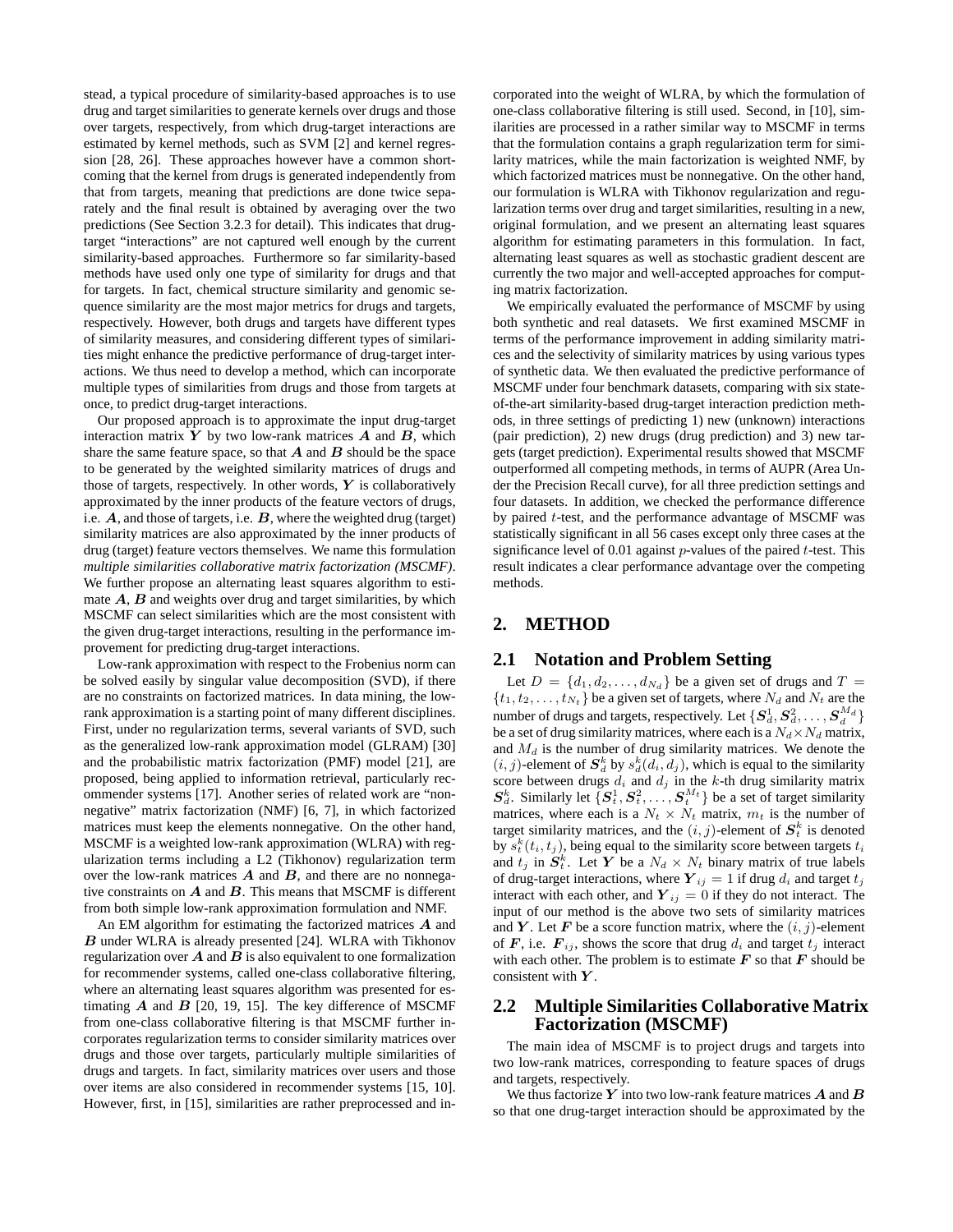stead, a typical procedure of similarity-based approaches is to use drug and target similarities to generate kernels over drugs and those over targets, respectively, from which drug-target interactions are estimated by kernel methods, such as SVM [2] and kernel regression [28, 26]. These approaches however have a common shortcoming that the kernel from drugs is generated independently from that from targets, meaning that predictions are done twice separately and the final result is obtained by averaging over the two predictions (See Section 3.2.3 for detail). This indicates that drug-target "interactions" are not captured well enough by the current similarity-based approaches. Furthermore so far similarity-based methods have used only one type of similarity for drugs and that for targets. In fact, chemical structure similarity and genomic sequence similarity are the most major metrics for drugs and targets, respectively. However, both drugs and targets have different types of similarity measures, and considering different types of similarities might enhance the predictive performance of drug-target interactions. We thus need to develop a method, which can incorporate multiple types of similarities from drugs and those from targets at once, to predict drug-target interactions.

Our proposed approach is to approximate the input drug-target interaction matrix $\boldsymbol{Y}$ by two low-rank matrices $\boldsymbol{A}$ and $\boldsymbol{B}$, which share the same feature space, so that $\boldsymbol{A}$ and $\boldsymbol{B}$ should be the space to be generated by the weighted similarity matrices of drugs and those of targets, respectively. In other words, $\boldsymbol{Y}$ is collaboratively approximated by the inner products of the feature vectors of drugs, i.e. $\boldsymbol{A}$, and those of targets, i.e. $\boldsymbol{B}$, where the weighted drug (target) similarity matrices are also approximated by the inner products of drug (target) feature vectors themselves. We name this formulation *multiple similarities collaborative matrix factorization (MSCMF)*. We further propose an alternating least squares algorithm to estimate $\boldsymbol{A}$, $\boldsymbol{B}$ and weights over drug and target similarities, by which MSCMF can select similarities which are the most consistent with the given drug-target interactions, resulting in the performance improvement for predicting drug-target interactions.

Low-rank approximation with respect to the Frobenius norm can be solved easily by singular value decomposition (SVD), if there are no constraints on factorized matrices. In data mining, the low-rank approximation is a starting point of many different disciplines. First, under no regularization terms, several variants of SVD, such as the generalized low-rank approximation model (GLRAM) [30] and the probabilistic matrix factorization (PMF) model [21], are proposed, being applied to information retrieval, particularly recommender systems [17]. Another series of related work are "nonnegative" matrix factorization (NMF) [6, 7], in which factorized matrices must keep the elements nonnegative. On the other hand, MSCMF is a weighted low-rank approximation (WLRA) with regularization terms including a L2 (Tikhonov) regularization term over the low-rank matrices $\boldsymbol{A}$ and $\boldsymbol{B}$, and there are no nonnegative constraints on $\boldsymbol{A}$ and $\boldsymbol{B}$. This means that MSCMF is different from both simple low-rank approximation formulation and NMF.

An EM algorithm for estimating the factorized matrices $\boldsymbol{A}$ and $\boldsymbol{B}$ under WLRA is already presented [24]. WLRA with Tikhonov regularization over $\boldsymbol{A}$ and $\boldsymbol{B}$ is also equivalent to one formalization for recommender systems, called one-class collaborative filtering, where an alternating least squares algorithm was presented for estimating $\boldsymbol{A}$ and $\boldsymbol{B}$ [20, 19, 15]. The key difference of MSCMF from one-class collaborative filtering is that MSCMF further incorporates regularization terms to consider similarity matrices over drugs and those over targets, particularly multiple similarities of drugs and targets. In fact, similarity matrices over users and those over items are also considered in recommender systems [15, 10]. However, first, in [15], similarities are rather preprocessed and incorporated into the weight of WLRA, by which the formulation of one-class collaborative filtering is still used. Second, in [10], similarities are processed in a rather similar way to MSCMF in terms that the formulation contains a graph regularization term for similarity matrices, while the main factorization is weighted NMF, by which factorized matrices must be nonnegative. On the other hand, our formulation is WLRA with Tikhonov regularization and regularization terms over drug and target similarities, resulting in a new, original formulation, and we present an alternating least squares algorithm for estimating parameters in this formulation. In fact, alternating least squares as well as stochastic gradient descent are currently the two major and well-accepted approaches for computing matrix factorization.

We empirically evaluated the performance of MSCMF by using both synthetic and real datasets. We first examined MSCMF in terms of the performance improvement in adding similarity matrices and the selectivity of similarity matrices by using various types of synthetic data. We then evaluated the predictive performance of MSCMF under four benchmark datasets, comparing with six state-of-the-art similarity-based drug-target interaction prediction methods, in three settings of predicting 1) new (unknown) interactions (pair prediction), 2) new drugs (drug prediction) and 3) new targets (target prediction). Experimental results showed that MSCMF outperformed all competing methods, in terms of AUPR (Area Under the Precision Recall curve), for all three prediction settings and four datasets. In addition, we checked the performance difference by paired $t$-test, and the performance advantage of MSCMF was statistically significant in all 56 cases except only three cases at the significance level of 0.01 against $p$-values of the paired $t$-test. This result indicates a clear performance advantage over the competing methods.

## 2. METHOD

### 2.1 Notation and Problem Setting

Let $D = \{d_1, d_2, \ldots, d_{N_d}\}$ be a given set of drugs and $T = \{t_1, t_2, \ldots, t_{N_t}\}$ be a given set of targets, where $N_d$ and $N_t$ are the number of drugs and targets, respectively. Let $\{\boldsymbol{S}_d^1, \boldsymbol{S}_d^2, \ldots, \boldsymbol{S}_d^{M_d}\}$ be a set of drug similarity matrices, where each is a $N_d \times N_d$ matrix, and $M_d$ is the number of drug similarity matrices. We denote the $(i, j)$-element of $\boldsymbol{S}_d^k$ by $s_d^k(d_i, d_j)$, which is equal to the similarity score between drugs $d_i$ and $d_j$ in the $k$-th drug similarity matrix $\boldsymbol{S}_d^k$. Similarly let $\{\boldsymbol{S}_t^1, \boldsymbol{S}_t^2, \ldots, \boldsymbol{S}_t^{M_t}\}$ be a set of target similarity matrices, where each is a $N_t \times N_t$ matrix, $m_t$ is the number of target similarity matrices, and the $(i, j)$-element of $\boldsymbol{S}_t^k$ is denoted by $s_t^k(t_i, t_j)$, being equal to the similarity score between targets $t_i$ and $t_j$ in $\boldsymbol{S}_t^k$. Let $\boldsymbol{Y}$ be a $N_d \times N_t$ binary matrix of true labels of drug-target interactions, where $\boldsymbol{Y}_{ij} = 1$ if drug $d_i$ and target $t_j$ interact with each other, and $\boldsymbol{Y}_{ij} = 0$ if they do not interact. The input of our method is the above two sets of similarity matrices and $\boldsymbol{Y}$. Let $\boldsymbol{F}$ be a score function matrix, where the $(i, j)$-element of $\boldsymbol{F}$, i.e. $\boldsymbol{F}_{ij}$, shows the score that drug $d_i$ and target $t_j$ interact with each other. The problem is to estimate $\boldsymbol{F}$ so that $\boldsymbol{F}$ should be consistent with $\boldsymbol{Y}$.

### 2.2 Multiple Similarities Collaborative Matrix Factorization (MSCMF)

The main idea of MSCMF is to project drugs and targets into two low-rank matrices, corresponding to feature spaces of drugs and targets, respectively.

We thus factorize $\boldsymbol{Y}$ into two low-rank feature matrices $\boldsymbol{A}$ and $\boldsymbol{B}$ so that one drug-target interaction should be approximated by the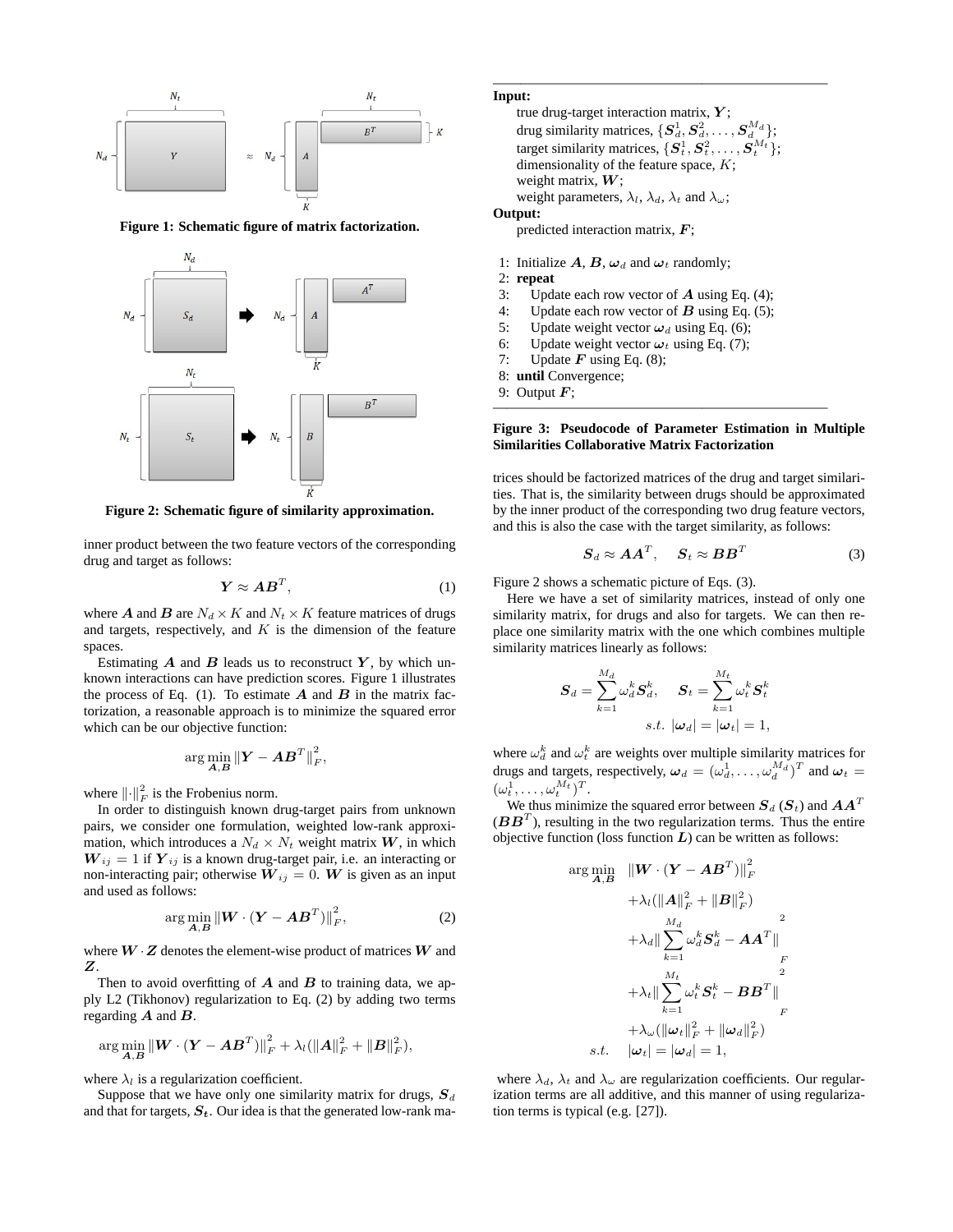Figure 1: Schematic figure of matrix factorization.

Figure 2: Schematic figure of similarity approximation.

inner product between the two feature vectors of the corresponding drug and target as follows:

$$\boldsymbol{Y} \approx \boldsymbol{A}\boldsymbol{B}^T, \tag{1}$$

where $\boldsymbol{A}$ and $\boldsymbol{B}$ are $N_d \times K$ and $N_t \times K$ feature matrices of drugs and targets, respectively, and $K$ is the dimension of the feature spaces.

Estimating $\boldsymbol{A}$ and $\boldsymbol{B}$ leads us to reconstruct $\boldsymbol{Y}$, by which unknown interactions can have prediction scores. Figure 1 illustrates the process of Eq. (1). To estimate $\boldsymbol{A}$ and $\boldsymbol{B}$ in the matrix factorization, a reasonable approach is to minimize the squared error which can be our objective function:

$$\arg\min_{\boldsymbol{A},\boldsymbol{B}} \|\boldsymbol{Y} - \boldsymbol{A}\boldsymbol{B}^T\|_F^2,$$

where $\|\cdot\|_F^2$ is the Frobenius norm.

In order to distinguish known drug-target pairs from unknown pairs, we consider one formulation, weighted low-rank approximation, which introduces a $N_d \times N_t$ weight matrix $\boldsymbol{W}$, in which $\boldsymbol{W}_{ij} = 1$ if $\boldsymbol{Y}_{ij}$ is a known drug-target pair, i.e. an interacting or non-interacting pair; otherwise $\boldsymbol{W}_{ij} = 0$. $\boldsymbol{W}$ is given as an input and used as follows:

$$\arg\min_{\boldsymbol{A},\boldsymbol{B}} \|\boldsymbol{W} \cdot (\boldsymbol{Y} - \boldsymbol{A}\boldsymbol{B}^T)\|_F^2, \tag{2}$$

where $\boldsymbol{W} \cdot \boldsymbol{Z}$ denotes the element-wise product of matrices $\boldsymbol{W}$ and $\boldsymbol{Z}$.

Then to avoid overfitting of $\boldsymbol{A}$ and $\boldsymbol{B}$ to training data, we apply L2 (Tikhonov) regularization to Eq. (2) by adding two terms regarding $\boldsymbol{A}$ and $\boldsymbol{B}$.

$$\arg\min_{\boldsymbol{A},\boldsymbol{B}} \|\boldsymbol{W} \cdot (\boldsymbol{Y} - \boldsymbol{A}\boldsymbol{B}^T)\|_F^2 + \lambda_l(\|\boldsymbol{A}\|_F^2 + \|\boldsymbol{B}\|_F^2),$$

where $\lambda_l$ is a regularization coefficient.

Suppose that we have only one similarity matrix for drugs, $\boldsymbol{S}_d$ and that for targets, $\boldsymbol{S_t}$. Our idea is that the generated low-rank matrices should be factorized matrices of the drug and target similarities. That is, the similarity between drugs should be approximated by the inner product of the corresponding two drug feature vectors, and this is also the case with the target similarity, as follows:

$$\boldsymbol{S}_d \approx \boldsymbol{A}\boldsymbol{A}^T, \quad \boldsymbol{S}_t \approx \boldsymbol{B}\boldsymbol{B}^T \tag{3}$$

Figure 2 shows a schematic picture of Eqs. (3).

Here we have a set of similarity matrices, instead of only one similarity matrix, for drugs and also for targets. We can then replace one similarity matrix with the one which combines multiple similarity matrices linearly as follows:

$$\boldsymbol{S}_d = \sum_{k=1}^{M_d} \omega_d^k \boldsymbol{S}_d^k, \quad \boldsymbol{S}_t = \sum_{k=1}^{M_t} \omega_t^k \boldsymbol{S}_t^k$$
$$s.t.\ |\boldsymbol{\omega}_d| = |\boldsymbol{\omega}_t| = 1,$$

where $\omega_d^k$ and $\omega_t^k$ are weights over multiple similarity matrices for drugs and targets, respectively, $\boldsymbol{\omega}_d = (\omega_d^1, \ldots, \omega_d^{M_d})^T$ and $\boldsymbol{\omega}_t = (\omega_t^1, \ldots, \omega_t^{M_t})^T$.

We thus minimize the squared error between $\boldsymbol{S}_d$ ($\boldsymbol{S}_t$) and $\boldsymbol{A}\boldsymbol{A}^T$ ($\boldsymbol{B}\boldsymbol{B}^T$), resulting in the two regularization terms. Thus the entire objective function (loss function $\boldsymbol{L}$) can be written as follows:

$$\begin{aligned}
\arg\min_{\boldsymbol{A},\boldsymbol{B}} \quad & \|\boldsymbol{W} \cdot (\boldsymbol{Y} - \boldsymbol{A}\boldsymbol{B}^T)\|_F^2 \\
& + \lambda_l(\|\boldsymbol{A}\|_F^2 + \|\boldsymbol{B}\|_F^2) \\
& + \lambda_d \Big\|\sum_{k=1}^{M_d} \omega_d^k \boldsymbol{S}_d^k - \boldsymbol{A}\boldsymbol{A}^T\Big\|_F^2 \\
& + \lambda_t \Big\|\sum_{k=1}^{M_t} \omega_t^k \boldsymbol{S}_t^k - \boldsymbol{B}\boldsymbol{B}^T\Big\|_F^2 \\
& + \lambda_\omega(\|\boldsymbol{\omega}_t\|_F^2 + \|\boldsymbol{\omega}_d\|_F^2) \\
s.t. \quad & |\boldsymbol{\omega}_t| = |\boldsymbol{\omega}_d| = 1,
\end{aligned}$$

where $\lambda_d$, $\lambda_t$ and $\lambda_\omega$ are regularization coefficients. Our regularization terms are all additive, and this manner of using regularization terms is typical (e.g. [27]).

**Input:**
- true drug-target interaction matrix, $\boldsymbol{Y}$;
- drug similarity matrices, $\{\boldsymbol{S}_d^1, \boldsymbol{S}_d^2, \ldots, \boldsymbol{S}_d^{M_d}\}$;
- target similarity matrices, $\{\boldsymbol{S}_t^1, \boldsymbol{S}_t^2, \ldots, \boldsymbol{S}_t^{M_t}\}$;
- dimensionality of the feature space, $K$;
- weight matrix, $\boldsymbol{W}$;
- weight parameters, $\lambda_l$, $\lambda_d$, $\lambda_t$ and $\lambda_\omega$;

**Output:**
- predicted interaction matrix, $\boldsymbol{F}$;

```
1: Initialize A, B, ω_d and ω_t randomly;
2: repeat
3:     Update each row vector of A using Eq. (4);
4:     Update each row vector of B using Eq. (5);
5:     Update weight vector ω_d using Eq. (6);
6:     Update weight vector ω_t using Eq. (7);
7:     Update F using Eq. (8);
8: until Convergence;
9: Output F;
```

**Figure 3: Pseudocode of Parameter Estimation in Multiple Similarities Collaborative Matrix Factorization**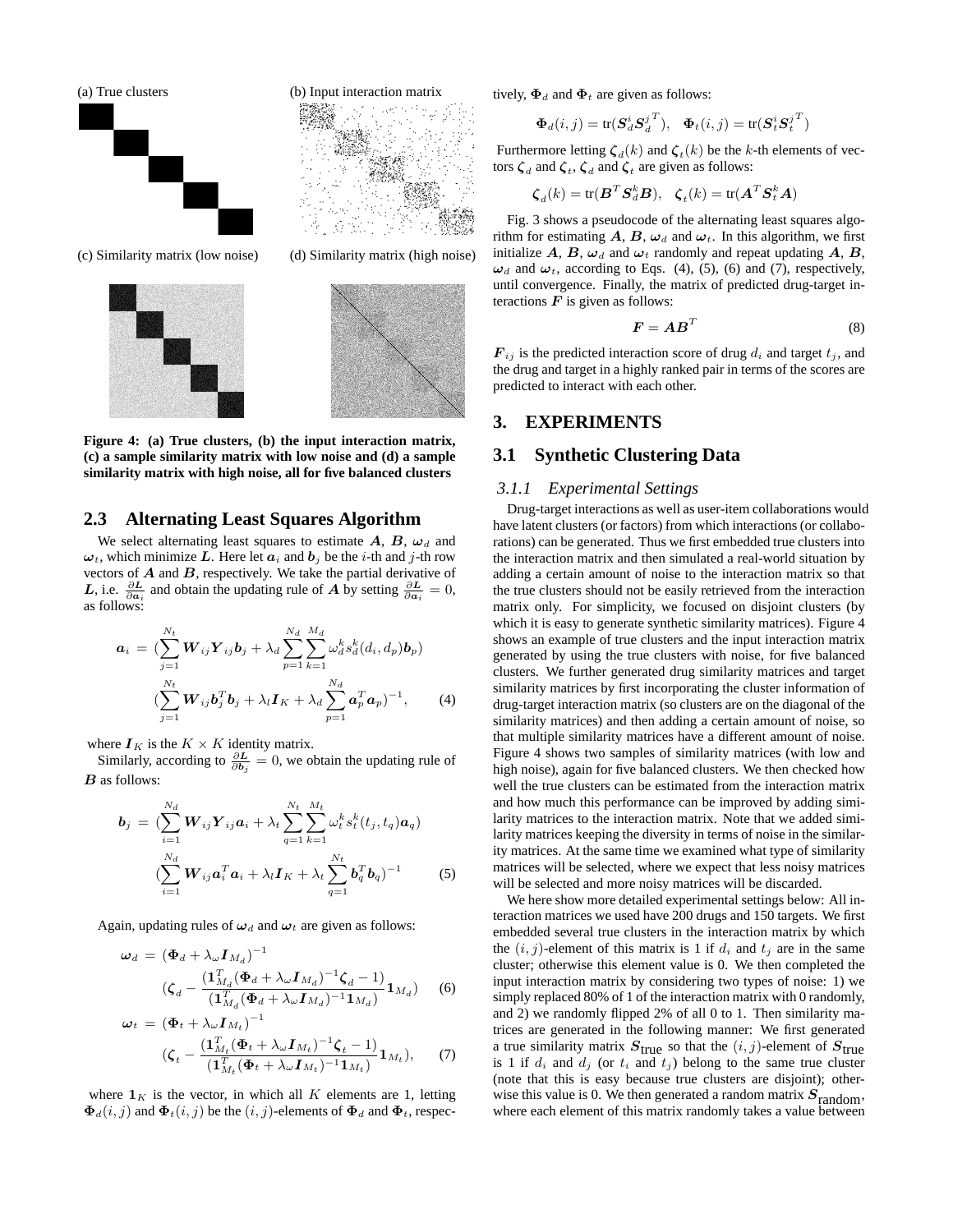(a) True clusters (b) Input interaction matrix

(c) Similarity matrix (low noise) (d) Similarity matrix (high noise)

**Figure 4: (a) True clusters, (b) the input interaction matrix, (c) a sample similarity matrix with low noise and (d) a sample similarity matrix with high noise, all for five balanced clusters**

## 2.3 Alternating Least Squares Algorithm

We select alternating least squares to estimate $\boldsymbol{A}$, $\boldsymbol{B}$, $\boldsymbol{\omega}_d$ and $\boldsymbol{\omega}_t$, which minimize $\boldsymbol{L}$. Here let $\boldsymbol{a}_i$ and $\boldsymbol{b}_j$ be the $i$-th and $j$-th row vectors of $\boldsymbol{A}$ and $\boldsymbol{B}$, respectively. We take the partial derivative of $\boldsymbol{L}$, i.e. $\frac{\partial \boldsymbol{L}}{\partial \boldsymbol{a}_i}$ and obtain the updating rule of $\boldsymbol{A}$ by setting $\frac{\partial \boldsymbol{L}}{\partial \boldsymbol{a}_i} = 0$, as follows:

$$\boldsymbol{a}_i = (\sum_{j=1}^{N_t} \boldsymbol{W}_{ij}\boldsymbol{Y}_{ij}\boldsymbol{b}_j + \lambda_d \sum_{p=1}^{N_d}\sum_{k=1}^{M_d} \omega_d^k s_d^k(d_i, d_p)\boldsymbol{b}_p) (\sum_{j=1}^{N_t} \boldsymbol{W}_{ij}\boldsymbol{b}_j^T\boldsymbol{b}_j + \lambda_l \boldsymbol{I}_K + \lambda_d \sum_{p=1}^{N_d} \boldsymbol{a}_p^T\boldsymbol{a}_p)^{-1}, \quad (4)$$

where $\boldsymbol{I}_K$ is the $K \times K$ identity matrix.

Similarly, according to $\frac{\partial \boldsymbol{L}}{\partial \boldsymbol{b}_j} = 0$, we obtain the updating rule of $\boldsymbol{B}$ as follows:

$$\boldsymbol{b}_j = (\sum_{i=1}^{N_d} \boldsymbol{W}_{ij}\boldsymbol{Y}_{ij}\boldsymbol{a}_i + \lambda_t \sum_{q=1}^{N_t}\sum_{k=1}^{M_t} \omega_t^k s_t^k(t_j, t_q)\boldsymbol{a}_q) (\sum_{i=1}^{N_d} \boldsymbol{W}_{ij}\boldsymbol{a}_i^T\boldsymbol{a}_i + \lambda_l \boldsymbol{I}_K + \lambda_t \sum_{q=1}^{N_t} \boldsymbol{b}_q^T\boldsymbol{b}_q)^{-1} \quad (5)$$

Again, updating rules of $\boldsymbol{\omega}_d$ and $\boldsymbol{\omega}_t$ are given as follows:

$$\boldsymbol{\omega}_d = (\boldsymbol{\Phi}_d + \lambda_\omega \boldsymbol{I}_{M_d})^{-1} (\boldsymbol{\zeta}_d - \frac{(\mathbf{1}_{M_d}^T(\boldsymbol{\Phi}_d + \lambda_\omega \boldsymbol{I}_{M_d})^{-1}\boldsymbol{\zeta}_d - 1)}{(\mathbf{1}_{M_d}^T(\boldsymbol{\Phi}_d + \lambda_\omega \boldsymbol{I}_{M_d})^{-1}\mathbf{1}_{M_d})}\mathbf{1}_{M_d}) \quad (6)$$

$$\boldsymbol{\omega}_t = (\boldsymbol{\Phi}_t + \lambda_\omega \boldsymbol{I}_{M_t})^{-1} (\boldsymbol{\zeta}_t - \frac{(\mathbf{1}_{M_t}^T(\boldsymbol{\Phi}_t + \lambda_\omega \boldsymbol{I}_{M_t})^{-1}\boldsymbol{\zeta}_t - 1)}{(\mathbf{1}_{M_t}^T(\boldsymbol{\Phi}_t + \lambda_\omega \boldsymbol{I}_{M_t})^{-1}\mathbf{1}_{M_t})}\mathbf{1}_{M_t}), \quad (7)$$

where $\mathbf{1}_K$ is the vector, in which all $K$ elements are 1, letting $\boldsymbol{\Phi}_d(i,j)$ and $\boldsymbol{\Phi}_t(i,j)$ be the $(i,j)$-elements of $\boldsymbol{\Phi}_d$ and $\boldsymbol{\Phi}_t$, respectively, $\boldsymbol{\Phi}_d$ and $\boldsymbol{\Phi}_t$ are given as follows:

$$\boldsymbol{\Phi}_d(i,j) = \text{tr}(\boldsymbol{S}_d^i \boldsymbol{S}_d^{j\,T}), \quad \boldsymbol{\Phi}_t(i,j) = \text{tr}(\boldsymbol{S}_t^i \boldsymbol{S}_t^{j\,T})$$

Furthermore letting $\boldsymbol{\zeta}_d(k)$ and $\boldsymbol{\zeta}_t(k)$ be the $k$-th elements of vectors $\boldsymbol{\zeta}_d$ and $\boldsymbol{\zeta}_t$, $\boldsymbol{\zeta}_d$ and $\boldsymbol{\zeta}_t$ are given as follows:

$$\boldsymbol{\zeta}_d(k) = \text{tr}(\boldsymbol{B}^T \boldsymbol{S}_d^k \boldsymbol{B}), \quad \boldsymbol{\zeta}_t(k) = \text{tr}(\boldsymbol{A}^T \boldsymbol{S}_t^k \boldsymbol{A})$$

Fig. 3 shows a pseudocode of the alternating least squares algorithm for estimating $\boldsymbol{A}$, $\boldsymbol{B}$, $\boldsymbol{\omega}_d$ and $\boldsymbol{\omega}_t$. In this algorithm, we first initialize $\boldsymbol{A}$, $\boldsymbol{B}$, $\boldsymbol{\omega}_d$ and $\boldsymbol{\omega}_t$ randomly and repeat updating $\boldsymbol{A}$, $\boldsymbol{B}$, $\boldsymbol{\omega}_d$ and $\boldsymbol{\omega}_t$, according to Eqs. (4), (5), (6) and (7), respectively, until convergence. Finally, the matrix of predicted drug-target interactions $\boldsymbol{F}$ is given as follows:

$$\boldsymbol{F} = \boldsymbol{A}\boldsymbol{B}^T \quad (8)$$

$\boldsymbol{F}_{ij}$ is the predicted interaction score of drug $d_i$ and target $t_j$, and the drug and target in a highly ranked pair in terms of the scores are predicted to interact with each other.

# 3. EXPERIMENTS

## 3.1 Synthetic Clustering Data

### *3.1.1 Experimental Settings*

Drug-target interactions as well as user-item collaborations would have latent clusters (or factors) from which interactions (or collaborations) can be generated. Thus we first embedded true clusters into the interaction matrix and then simulated a real-world situation by adding a certain amount of noise to the interaction matrix so that the true clusters should not be easily retrieved from the interaction matrix only. For simplicity, we focused on disjoint clusters (by which it is easy to generate synthetic similarity matrices). Figure 4 shows an example of true clusters and the input interaction matrix generated by using the true clusters with noise, for five balanced clusters. We further generated drug similarity matrices and target similarity matrices by first incorporating the cluster information of drug-target interaction matrix (so clusters are on the diagonal of the similarity matrices) and then adding a certain amount of noise, so that multiple similarity matrices have a different amount of noise. Figure 4 shows two samples of similarity matrices (with low and high noise), again for five balanced clusters. We then checked how well the true clusters can be estimated from the interaction matrix and how much this performance can be improved by adding similarity matrices to the interaction matrix. Note that we added similarity matrices keeping the diversity in terms of noise in the similarity matrices. At the same time we examined what type of similarity matrices will be selected, where we expect that less noisy matrices will be selected and more noisy matrices will be discarded.

We here show more detailed experimental settings below: All interaction matrices we used have 200 drugs and 150 targets. We first embedded several true clusters in the interaction matrix by which the $(i,j)$-element of this matrix is 1 if $d_i$ and $t_j$ are in the same cluster; otherwise this element value is 0. We then completed the input interaction matrix by considering two types of noise: 1) we simply replaced 80% of 1 of the interaction matrix with 0 randomly, and 2) we randomly flipped 2% of all 0 to 1. Then similarity matrices are generated in the following manner: We first generated a true similarity matrix $\boldsymbol{S}_{\text{true}}$ so that the $(i,j)$-element of $\boldsymbol{S}_{\text{true}}$ is 1 if $d_i$ and $d_j$ (or $t_i$ and $t_j$) belong to the same true cluster (note that this is easy because true clusters are disjoint); otherwise this value is 0. We then generated a random matrix $\boldsymbol{S}_{\text{random}}$, where each element of this matrix randomly takes a value between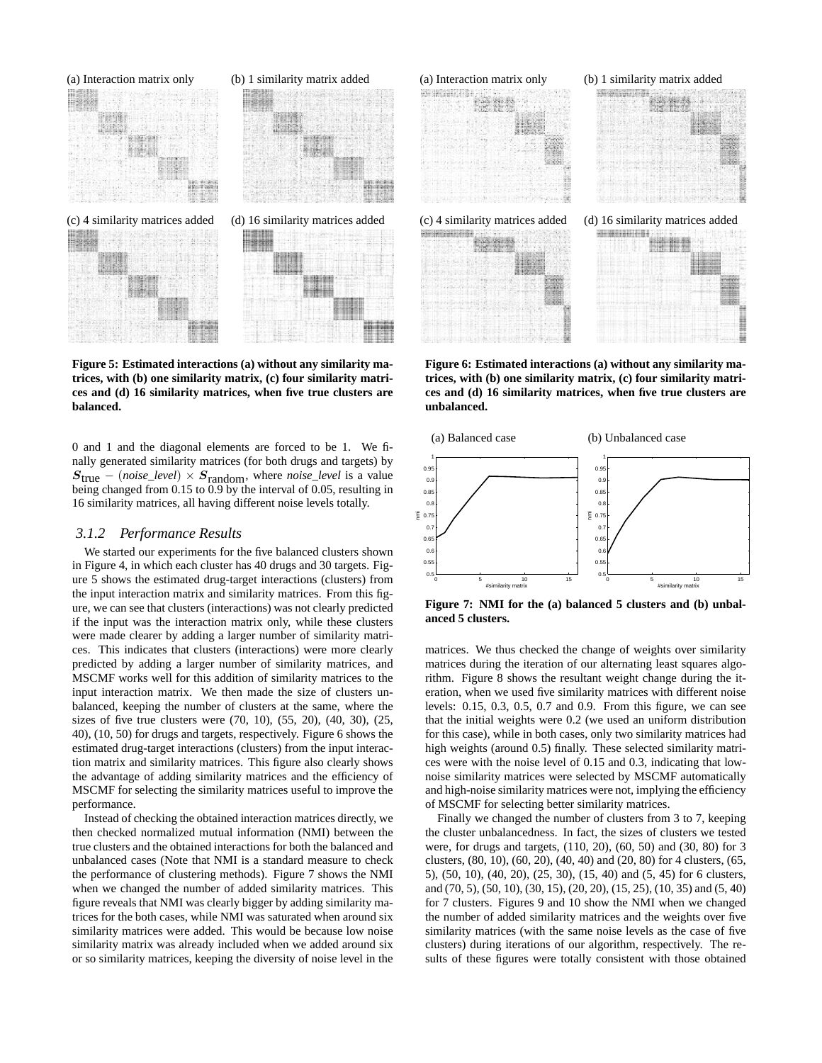(a) Interaction matrix only (b) 1 similarity matrix added

(c) 4 similarity matrices added (d) 16 similarity matrices added

**Figure 5: Estimated interactions (a) without any similarity matrices, with (b) one similarity matrix, (c) four similarity matrices and (d) 16 similarity matrices, when five true clusters are balanced.**

0 and 1 and the diagonal elements are forced to be 1. We finally generated similarity matrices (for both drugs and targets) by $\boldsymbol{S}_{\text{true}} - (\textit{noise\_level}) \times \boldsymbol{S}_{\text{random}}$, where *noise_level* is a value being changed from 0.15 to 0.9 by the interval of 0.05, resulting in 16 similarity matrices, all having different noise levels totally.

### *3.1.2 Performance Results*

We started our experiments for the five balanced clusters shown in Figure 4, in which each cluster has 40 drugs and 30 targets. Figure 5 shows the estimated drug-target interactions (clusters) from the input interaction matrix and similarity matrices. From this figure, we can see that clusters (interactions) was not clearly predicted if the input was the interaction matrix only, while these clusters were made clearer by adding a larger number of similarity matrices. This indicates that clusters (interactions) were more clearly predicted by adding a larger number of similarity matrices, and MSCMF works well for this addition of similarity matrices to the input interaction matrix. We then made the size of clusters unbalanced, keeping the number of clusters at the same, where the sizes of five true clusters were (70, 10), (55, 20), (40, 30), (25, 40), (10, 50) for drugs and targets, respectively. Figure 6 shows the estimated drug-target interactions (clusters) from the input interaction matrix and similarity matrices. This figure also clearly shows the advantage of adding similarity matrices and the efficiency of MSCMF for selecting the similarity matrices useful to improve the performance.

Instead of checking the obtained interaction matrices directly, we then checked normalized mutual information (NMI) between the true clusters and the obtained interactions for both the balanced and unbalanced cases (Note that NMI is a standard measure to check the performance of clustering methods). Figure 7 shows the NMI when we changed the number of added similarity matrices. This figure reveals that NMI was clearly bigger by adding similarity matrices for the both cases, while NMI was saturated when around six similarity matrices were added. This would be because low noise similarity matrix was already included when we added around six or so similarity matrices, keeping the diversity of noise level in the

(a) Interaction matrix only (b) 1 similarity matrix added

(c) 4 similarity matrices added (d) 16 similarity matrices added

**Figure 6: Estimated interactions (a) without any similarity matrices, with (b) one similarity matrix, (c) four similarity matrices and (d) 16 similarity matrices, when five true clusters are unbalanced.**

(a) Balanced case (b) Unbalanced case

**Figure 7: NMI for the (a) balanced 5 clusters and (b) unbalanced 5 clusters.**

matrices. We thus checked the change of weights over similarity matrices during the iteration of our alternating least squares algorithm. Figure 8 shows the resultant weight change during the iteration, when we used five similarity matrices with different noise levels: 0.15, 0.3, 0.5, 0.7 and 0.9. From this figure, we can see that the initial weights were 0.2 (we used an uniform distribution for this case), while in both cases, only two similarity matrices had high weights (around 0.5) finally. These selected similarity matrices were with the noise level of 0.15 and 0.3, indicating that low-noise similarity matrices were selected by MSCMF automatically and high-noise similarity matrices were not, implying the efficiency of MSCMF for selecting better similarity matrices.

Finally we changed the number of clusters from 3 to 7, keeping the cluster unbalancedness. In fact, the sizes of clusters we tested were, for drugs and targets, (110, 20), (60, 50) and (30, 80) for 3 clusters, (80, 10), (60, 20), (40, 40) and (20, 80) for 4 clusters, (65, 5), (50, 10), (40, 20), (25, 30), (15, 40) and (5, 45) for 6 clusters, and (70, 5), (50, 10), (30, 15), (20, 20), (15, 25), (10, 35) and (5, 40) for 7 clusters. Figures 9 and 10 show the NMI when we changed the number of added similarity matrices and the weights over five similarity matrices (with the same noise levels as the case of five clusters) during iterations of our algorithm, respectively. The results of these figures were totally consistent with those obtained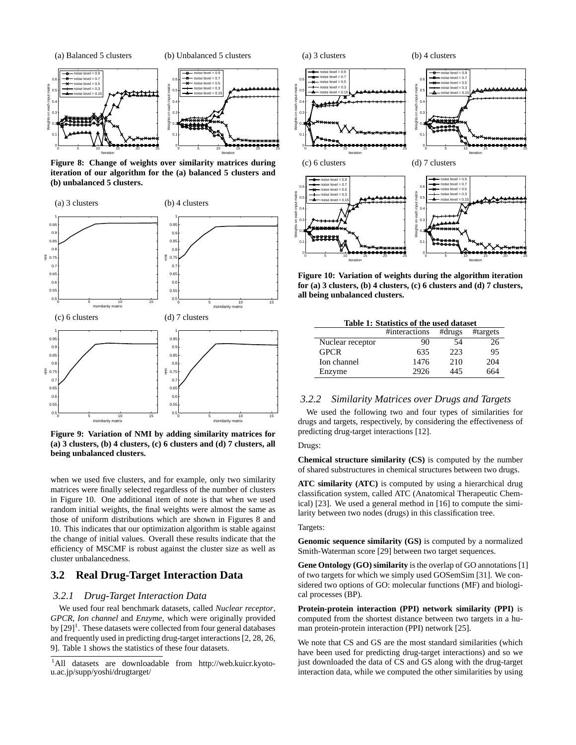(a) Balanced 5 clusters (b) Unbalanced 5 clusters

**Figure 8: Change of weights over similarity matrices during iteration of our algorithm for the (a) balanced 5 clusters and (b) unbalanced 5 clusters.**

(a) 3 clusters (b) 4 clusters

(c) 6 clusters (d) 7 clusters

**Figure 9: Variation of NMI by adding similarity matrices for (a) 3 clusters, (b) 4 clusters, (c) 6 clusters and (d) 7 clusters, all being unbalanced clusters.**

when we used five clusters, and for example, only two similarity matrices were finally selected regardless of the number of clusters in Figure 10. One additional item of note is that when we used random initial weights, the final weights were almost the same as those of uniform distributions which are shown in Figures 8 and 10. This indicates that our optimization algorithm is stable against the change of initial values. Overall these results indicate that the efficiency of MSCMF is robust against the cluster size as well as cluster unbalancedness.

## 3.2 Real Drug-Target Interaction Data

### 3.2.1 Drug-Target Interaction Data

We used four real benchmark datasets, called *Nuclear receptor*, *GPCR*, *Ion channel* and *Enzyme*, which were originally provided by [29][1]. These datasets were collected from four general databases and frequently used in predicting drug-target interactions [2, 28, 26, 9]. Table 1 shows the statistics of these four datasets.

[1] All datasets are downloadable from http://web.kuicr.kyoto-u.ac.jp/supp/yoshi/drugtarget/

(a) 3 clusters (b) 4 clusters

(c) 6 clusters (d) 7 clusters

**Figure 10: Variation of weights during the algorithm iteration for (a) 3 clusters, (b) 4 clusters, (c) 6 clusters and (d) 7 clusters, all being unbalanced clusters.**

**Table 1: Statistics of the used dataset**

| | #interactions | #drugs | #targets |
|---|---|---|---|
| Nuclear receptor | 90 | 54 | 26 |
| GPCR | 635 | 223 | 95 |
| Ion channel | 1476 | 210 | 204 |
| Enzyme | 2926 | 445 | 664 |

### 3.2.2 Similarity Matrices over Drugs and Targets

We used the following two and four types of similarities for drugs and targets, respectively, by considering the effectiveness of predicting drug-target interactions [12].

Drugs:

**Chemical structure similarity (CS)** is computed by the number of shared substructures in chemical structures between two drugs.

**ATC similarity (ATC)** is computed by using a hierarchical drug classification system, called ATC (Anatomical Therapeutic Chemical) [23]. We used a general method in [16] to compute the similarity between two nodes (drugs) in this classification tree.

Targets:

**Genomic sequence similarity (GS)** is computed by a normalized Smith-Waterman score [29] between two target sequences.

**Gene Ontology (GO) similarity** is the overlap of GO annotations [1] of two targets for which we simply used GOSemSim [31]. We considered two options of GO: molecular functions (MF) and biological processes (BP).

**Protein-protein interaction (PPI) network similarity (PPI)** is computed from the shortest distance between two targets in a human protein-protein interaction (PPI) network [25].

We note that CS and GS are the most standard similarities (which have been used for predicting drug-target interactions) and so we just downloaded the data of CS and GS along with the drug-target interaction data, while we computed the other similarities by using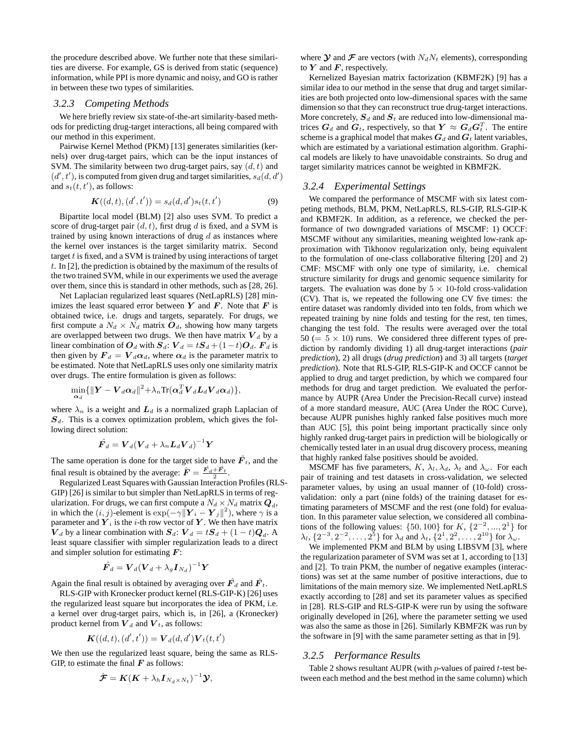the procedure described above. We further note that these similarities are diverse. For example, GS is derived from static (sequence) information, while PPI is more dynamic and noisy, and GO is rather in between these two types of similarities.

### 3.2.3 Competing Methods

We here briefly review six state-of-the-art similarity-based methods for predicting drug-target interactions, all being compared with our method in this experiment.

Pairwise Kernel Method (PKM) [13] generates similarities (kernels) over drug-target pairs, which can be the input instances of SVM. The similarity between two drug-target pairs, say $(d, t)$ and $(d', t')$, is computed from given drug and target similarities, $s_d(d, d')$ and $s_t(t, t')$, as follows:

$$\boldsymbol{K}((d,t),(d',t')) = s_d(d,d')s_t(t,t') \tag{9}$$

Bipartite local model (BLM) [2] also uses SVM. To predict a score of drug-target pair $(d, t)$, first drug $d$ is fixed, and a SVM is trained by using known interactions of drug $d$ as instances where the kernel over instances is the target similarity matrix. Second target $t$ is fixed, and a SVM is trained by using interactions of target $t$. In [2], the prediction is obtained by the maximum of the results of the two trained SVM, while in our experiments we used the average over them, since this is standard in other methods, such as [28, 26].

Net Laplacian regularized least squares (NetLapRLS) [28] minimizes the least squared error between $\boldsymbol{Y}$ and $\boldsymbol{F}$. Note that $\boldsymbol{F}$ is obtained twice, i.e. drugs and targets, separately. For drugs, we first compute a $N_d \times N_d$ matrix $\boldsymbol{O}_d$, showing how many targets are overlapped between two drugs. We then have matrix $\boldsymbol{V}_d$ by a linear combination of $\boldsymbol{O}_d$ with $\boldsymbol{S}_d$: $\boldsymbol{V}_d = t\boldsymbol{S}_d + (1-t)\boldsymbol{O}_d$. $\boldsymbol{F}_d$ is then given by $\boldsymbol{F}_d = \boldsymbol{V}_d\boldsymbol{\alpha}_d$, where $\boldsymbol{\alpha}_d$ is the parameter matrix to be estimated. Note that NetLapRLS uses only one similarity matrix over drugs. The entire formulation is given as follows:

$$\min_{\boldsymbol{\alpha}_d}\{\|\boldsymbol{Y} - \boldsymbol{V}_d\boldsymbol{\alpha}_d\|^2 + \lambda_n \text{Tr}(\boldsymbol{\alpha}_d^T\boldsymbol{V}_d\boldsymbol{L}_d\boldsymbol{V}_d\boldsymbol{\alpha}_d)\},$$

where $\lambda_n$ is a weight and $\boldsymbol{L}_d$ is a normalized graph Laplacian of $\boldsymbol{S}_d$. This is a convex optimization problem, which gives the following direct solution:

$$\hat{\boldsymbol{F}}_d = \boldsymbol{V}_d(\boldsymbol{V}_d + \lambda_n\boldsymbol{L}_d\boldsymbol{V}_d)^{-1}\boldsymbol{Y}$$

The same operation is done for the target side to have $\hat{\boldsymbol{F}}_t$, and the final result is obtained by the average: $\hat{\boldsymbol{F}} = \frac{\hat{\boldsymbol{F}}_d + \hat{\boldsymbol{F}}_t}{2}$.

Regularized Least Squares with Gaussian Interaction Profiles (RLS-GIP) [26] is similar to but simpler than NetLapRLS in terms of regularization. For drugs, we can first compute a $N_d \times N_d$ matrix $\boldsymbol{Q}_d$, in which the $(i, j)$-element is $\exp(-\gamma\|\boldsymbol{Y}_i - \boldsymbol{Y}_j\|^2)$, where $\gamma$ is a parameter and $\boldsymbol{Y}_i$ is the $i$-th row vector of $\boldsymbol{Y}$. We then have matrix $\boldsymbol{V}_d$ by a linear combination with $\boldsymbol{S}_d$: $\boldsymbol{V}_d = t\boldsymbol{S}_d + (1-t)\boldsymbol{Q}_d$. A least square classifier with simpler regularization leads to a direct and simpler solution for estimating $\boldsymbol{F}$:

$$\hat{\boldsymbol{F}}_d = \boldsymbol{V}_d(\boldsymbol{V}_d + \lambda_g\boldsymbol{I}_{N_d})^{-1}\boldsymbol{Y}$$

Again the final result is obtained by averaging over $\hat{\boldsymbol{F}}_d$ and $\hat{\boldsymbol{F}}_t$.

RLS-GIP with Kronecker product kernel (RLS-GIP-K) [26] uses the regularized least square but incorporates the idea of PKM, i.e. a kernel over drug-target pairs, which is, in [26], a (Kronecker) product kernel from $\boldsymbol{V}_d$ and $\boldsymbol{V}_t$, as follows:

$$\boldsymbol{K}((d,t),(d',t')) = \boldsymbol{V}_d(d,d')\boldsymbol{V}_t(t,t')$$

We then use the regularized least square, being the same as RLS-GIP, to estimate the final $\boldsymbol{F}$ as follows:

$$\hat{\boldsymbol{\mathcal{F}}} = \boldsymbol{K}(\boldsymbol{K} + \lambda_h\boldsymbol{I}_{N_d \times N_t})^{-1}\boldsymbol{\mathcal{Y}},$$

where $\boldsymbol{\mathcal{Y}}$ and $\boldsymbol{\mathcal{F}}$ are vectors (with $N_dN_t$ elements), corresponding to $\boldsymbol{Y}$ and $\boldsymbol{F}$, respectively.

Kernelized Bayesian matrix factorization (KBMF2K) [9] has a similar idea to our method in the sense that drug and target similarities are both projected onto low-dimensional spaces with the same dimension so that they can reconstruct true drug-target interactions. More concretely, $\boldsymbol{S}_d$ and $\boldsymbol{S}_t$ are reduced into low-dimensional matrices $\boldsymbol{G}_d$ and $\boldsymbol{G}_t$, respectively, so that $\boldsymbol{Y} \approx \boldsymbol{G}_d\boldsymbol{G}_t^T$. The entire scheme is a graphical model that makes $\boldsymbol{G}_d$ and $\boldsymbol{G}_t$ latent variables, which are estimated by a variational estimation algorithm. Graphical models are likely to have unavoidable constraints. So drug and target similarity matrices cannot be weighted in KBMF2K.

### 3.2.4 Experimental Settings

We compared the performance of MSCMF with six latest competing methods, BLM, PKM, NetLapRLS, RLS-GIP, RLS-GIP-K and KBMF2K. In addition, as a reference, we checked the performance of two downgraded variations of MSCMF: 1) OCCF: MSCMF without any similarities, meaning weighted low-rank approximation with Tikhonov regularization only, being equivalent to the formulation of one-class collaborative filtering [20] and 2) CMF: MSCMF with only one type of similarity, i.e. chemical structure similarity for drugs and genomic sequence similarity for targets. The evaluation was done by $5 \times 10$-fold cross-validation (CV). That is, we repeated the following one CV five times: the entire dataset was randomly divided into ten folds, from which we repeated training by nine folds and testing for the rest, ten times, changing the test fold. The results were averaged over the total 50 ($= 5 \times 10$) runs. We considered three different types of prediction by randomly dividing 1) all drug-target interactions (*pair prediction*), 2) all drugs (*drug prediction*) and 3) all targets (*target prediction*). Note that RLS-GIP, RLS-GIP-K and OCCF cannot be applied to drug and target prediction, by which we compared four methods for drug and target prediction. We evaluated the performance by AUPR (Area Under the Precision-Recall curve) instead of a more standard measure, AUC (Area Under the ROC Curve), because AUPR punishes highly ranked false positives much more than AUC [5], this point being important practically since only highly ranked drug-target pairs in prediction will be biologically or chemically tested later in an usual drug discovery process, meaning that highly ranked false positives should be avoided.

MSCMF has five parameters, $K$, $\lambda_l$, $\lambda_d$, $\lambda_t$ and $\lambda_\omega$. For each pair of training and test datasets in cross-validation, we selected parameter values, by using an usual manner of (10-fold) cross-validation: only a part (nine folds) of the training dataset for estimating parameters of MSCMF and the rest (one fold) for evaluation. In this parameter value selection, we considered all combinations of the following values: $\{50, 100\}$ for $K$, $\{2^{-2}, ..., 2^1\}$ for $\lambda_l$, $\{2^{-3}, 2^{-2}, \ldots, 2^5\}$ for $\lambda_d$ and $\lambda_t$, $\{2^1, 2^2, \ldots, 2^{10}\}$ for $\lambda_\omega$.

We implemented PKM and BLM by using LIBSVM [3], where the regularization parameter of SVM was set at 1, according to [13] and [2]. To train PKM, the number of negative examples (interactions) was set at the same number of positive interactions, due to limitations of the main memory size. We implemented NetLapRLS exactly according to [28] and set its parameter values as specified in [28]. RLS-GIP and RLS-GIP-K were run by using the software originally developed in [26], where the parameter setting we used was also the same as those in [26]. Similarly KBMF2K was run by the software in [9] with the same parameter setting as that in [9].

### 3.2.5 Performance Results

Table 2 shows resultant AUPR (with $p$-values of paired $t$-test between each method and the best method in the same column) which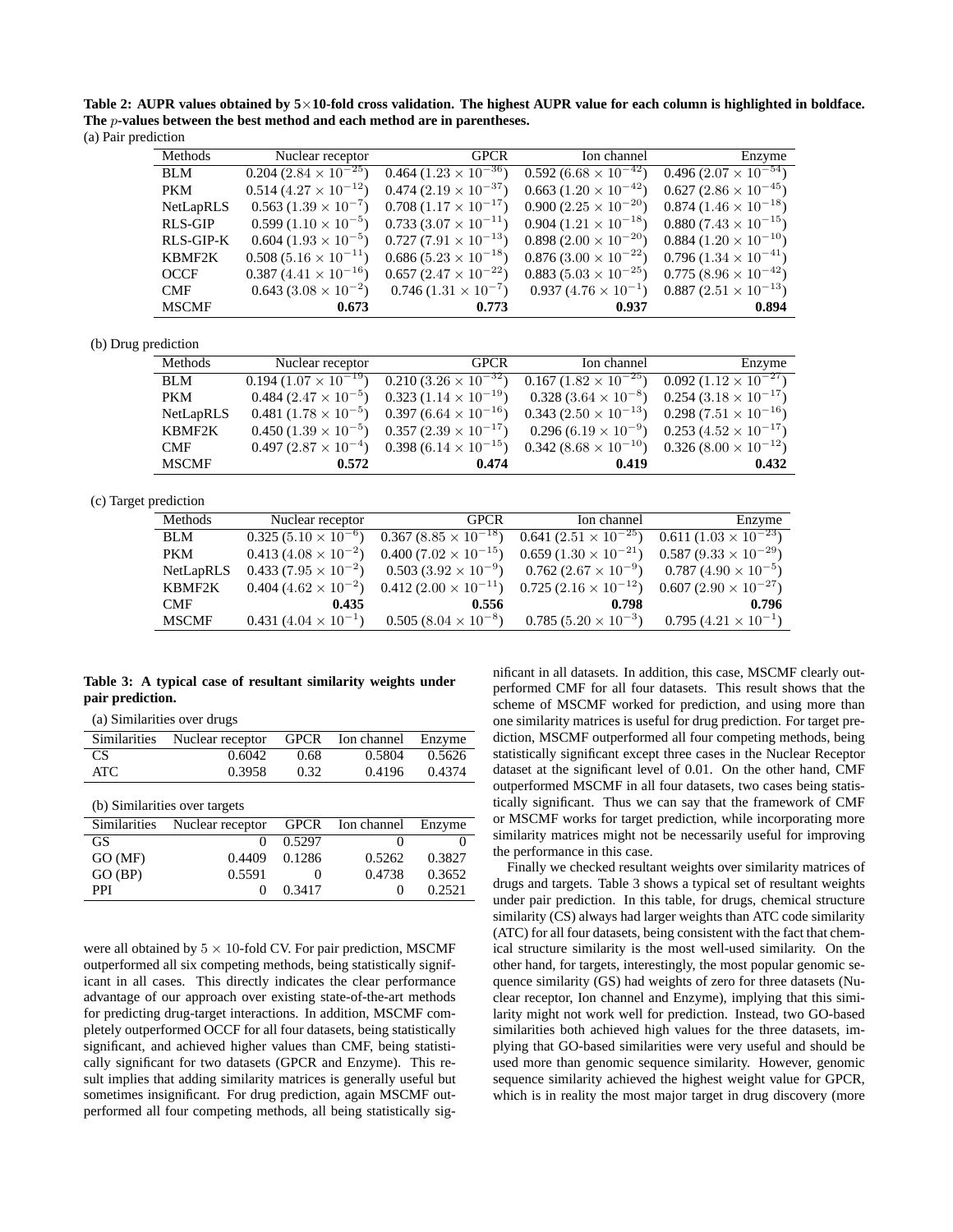**Table 2: AUPR values obtained by 5×10-fold cross validation. The highest AUPR value for each column is highlighted in boldface. The $p$-values between the best method and each method are in parentheses.**

(a) Pair prediction

| Methods | Nuclear receptor | GPCR | Ion channel | Enzyme |
|---|---|---|---|---|
| BLM | $0.204\,(2.84\times10^{-25})$ | $0.464\,(1.23\times10^{-36})$ | $0.592\,(6.68\times10^{-42})$ | $0.496\,(2.07\times10^{-54})$ |
| PKM | $0.514\,(4.27\times10^{-12})$ | $0.474\,(2.19\times10^{-37})$ | $0.663\,(1.20\times10^{-42})$ | $0.627\,(2.86\times10^{-45})$ |
| NetLapRLS | $0.563\,(1.39\times10^{-7})$ | $0.708\,(1.17\times10^{-17})$ | $0.900\,(2.25\times10^{-20})$ | $0.874\,(1.46\times10^{-18})$ |
| RLS-GIP | $0.599\,(1.10\times10^{-5})$ | $0.733\,(3.07\times10^{-11})$ | $0.904\,(1.21\times10^{-18})$ | $0.880\,(7.43\times10^{-15})$ |
| RLS-GIP-K | $0.604\,(1.93\times10^{-5})$ | $0.727\,(7.91\times10^{-13})$ | $0.898\,(2.00\times10^{-20})$ | $0.884\,(1.20\times10^{-10})$ |
| KBMF2K | $0.508\,(5.16\times10^{-11})$ | $0.686\,(5.23\times10^{-18})$ | $0.876\,(3.00\times10^{-22})$ | $0.796\,(1.34\times10^{-41})$ |
| OCCF | $0.387\,(4.41\times10^{-16})$ | $0.657\,(2.47\times10^{-22})$ | $0.883\,(5.03\times10^{-25})$ | $0.775\,(8.96\times10^{-42})$ |
| CMF | $0.643\,(3.08\times10^{-2})$ | $0.746\,(1.31\times10^{-7})$ | $0.937\,(4.76\times10^{-1})$ | $0.887\,(2.51\times10^{-13})$ |
| MSCMF | **0.673** | **0.773** | **0.937** | **0.894** |

(b) Drug prediction

| Methods | Nuclear receptor | GPCR | Ion channel | Enzyme |
|---|---|---|---|---|
| BLM | $0.194\,(1.07\times10^{-19})$ | $0.210\,(3.26\times10^{-32})$ | $0.167\,(1.82\times10^{-25})$ | $0.092\,(1.12\times10^{-27})$ |
| PKM | $0.484\,(2.47\times10^{-5})$ | $0.323\,(1.14\times10^{-19})$ | $0.328\,(3.64\times10^{-8})$ | $0.254\,(3.18\times10^{-17})$ |
| NetLapRLS | $0.481\,(1.78\times10^{-5})$ | $0.397\,(6.64\times10^{-16})$ | $0.343\,(2.50\times10^{-13})$ | $0.298\,(7.51\times10^{-16})$ |
| KBMF2K | $0.450\,(1.39\times10^{-5})$ | $0.357\,(2.39\times10^{-17})$ | $0.296\,(6.19\times10^{-9})$ | $0.253\,(4.52\times10^{-17})$ |
| CMF | $0.497\,(2.87\times10^{-4})$ | $0.398\,(6.14\times10^{-15})$ | $0.342\,(8.68\times10^{-10})$ | $0.326\,(8.00\times10^{-12})$ |
| MSCMF | **0.572** | **0.474** | **0.419** | **0.432** |

(c) Target prediction

| Methods | Nuclear receptor | GPCR | Ion channel | Enzyme |
|---|---|---|---|---|
| BLM | $0.325\,(5.10\times10^{-6})$ | $0.367\,(8.85\times10^{-18})$ | $0.641\,(2.51\times10^{-25})$ | $0.611\,(1.03\times10^{-23})$ |
| PKM | $0.413\,(4.08\times10^{-2})$ | $0.400\,(7.02\times10^{-15})$ | $0.659\,(1.30\times10^{-21})$ | $0.587\,(9.33\times10^{-29})$ |
| NetLapRLS | $0.433\,(7.95\times10^{-2})$ | $0.503\,(3.92\times10^{-9})$ | $0.762\,(2.67\times10^{-9})$ | $0.787\,(4.90\times10^{-5})$ |
| KBMF2K | $0.404\,(4.62\times10^{-2})$ | $0.412\,(2.00\times10^{-11})$ | $0.725\,(2.16\times10^{-12})$ | $0.607\,(2.90\times10^{-27})$ |
| CMF | **0.435** | **0.556** | **0.798** | **0.796** |
| MSCMF | $0.431\,(4.04\times10^{-1})$ | $0.505\,(8.04\times10^{-8})$ | $0.785\,(5.20\times10^{-3})$ | $0.795\,(4.21\times10^{-1})$ |

**Table 3: A typical case of resultant similarity weights under pair prediction.**

(a) Similarities over drugs

| Similarities | Nuclear receptor | GPCR | Ion channel | Enzyme |
|---|---|---|---|---|
| CS | 0.6042 | 0.68 | 0.5804 | 0.5626 |
| ATC | 0.3958 | 0.32 | 0.4196 | 0.4374 |

(b) Similarities over targets

| Similarities | Nuclear receptor | GPCR | Ion channel | Enzyme |
|---|---|---|---|---|
| GS | 0 | 0.5297 | 0 | 0 |
| GO (MF) | 0.4409 | 0.1286 | 0.5262 | 0.3827 |
| GO (BP) | 0.5591 | 0 | 0.4738 | 0.3652 |
| PPI | 0 | 0.3417 | 0 | 0.2521 |

were all obtained by $5\times10$-fold CV. For pair prediction, MSCMF outperformed all six competing methods, being statistically significant in all cases. This directly indicates the clear performance advantage of our approach over existing state-of-the-art methods for predicting drug-target interactions. In addition, MSCMF completely outperformed OCCF for all four datasets, being statistically significant, and achieved higher values than CMF, being statistically significant for two datasets (GPCR and Enzyme). This result implies that adding similarity matrices is generally useful but sometimes insignificant. For drug prediction, again MSCMF outperformed all four competing methods, all being statistically significant in all datasets. In addition, this case, MSCMF clearly outperformed CMF for all four datasets. This result shows that the scheme of MSCMF worked for prediction, and using more than one similarity matrices is useful for drug prediction. For target prediction, MSCMF outperformed all four competing methods, being statistically significant except three cases in the Nuclear Receptor dataset at the significant level of 0.01. On the other hand, CMF outperformed MSCMF in all four datasets, two cases being statistically significant. Thus we can say that the framework of CMF or MSCMF works for target prediction, while incorporating more similarity matrices might not be necessarily useful for improving the performance in this case.

Finally we checked resultant weights over similarity matrices of drugs and targets. Table 3 shows a typical set of resultant weights under pair prediction. In this table, for drugs, chemical structure similarity (CS) always had larger weights than ATC code similarity (ATC) for all four datasets, being consistent with the fact that chemical structure similarity is the most well-used similarity. On the other hand, for targets, interestingly, the most popular genomic sequence similarity (GS) had weights of zero for three datasets (Nuclear receptor, Ion channel and Enzyme), implying that this similarity might not work well for prediction. Instead, two GO-based similarities both achieved high values for the three datasets, implying that GO-based similarities were very useful and should be used more than genomic sequence similarity. However, genomic sequence similarity achieved the highest weight value for GPCR, which is in reality the most major target in drug discovery (more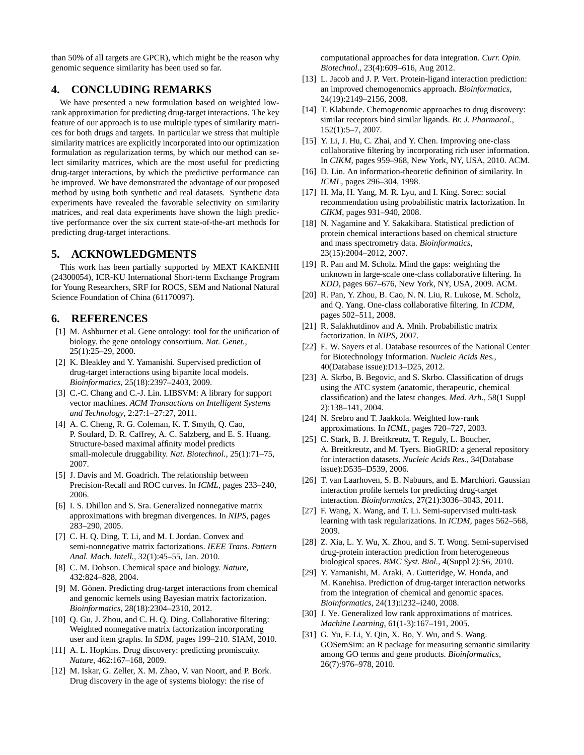than 50% of all targets are GPCR), which might be the reason why genomic sequence similarity has been used so far.

## 4. CONCLUDING REMARKS

We have presented a new formulation based on weighted low-rank approximation for predicting drug-target interactions. The key feature of our approach is to use multiple types of similarity matrices for both drugs and targets. In particular we stress that multiple similarity matrices are explicitly incorporated into our optimization formulation as regularization terms, by which our method can select similarity matrices, which are the most useful for predicting drug-target interactions, by which the predictive performance can be improved. We have demonstrated the advantage of our proposed method by using both synthetic and real datasets. Synthetic data experiments have revealed the favorable selectivity on similarity matrices, and real data experiments have shown the high predictive performance over the six current state-of-the-art methods for predicting drug-target interactions.

## 5. ACKNOWLEDGMENTS

This work has been partially supported by MEXT KAKENHI (24300054), ICR-KU International Short-term Exchange Program for Young Researchers, SRF for ROCS, SEM and National Natural Science Foundation of China (61170097).

## 6. REFERENCES

[1] M. Ashburner et al. Gene ontology: tool for the unification of biology. the gene ontology consortium. *Nat. Genet.*, 25(1):25–29, 2000.

[2] K. Bleakley and Y. Yamanishi. Supervised prediction of drug-target interactions using bipartite local models. *Bioinformatics*, 25(18):2397–2403, 2009.

[3] C.-C. Chang and C.-J. Lin. LIBSVM: A library for support vector machines. *ACM Transactions on Intelligent Systems and Technology*, 2:27:1–27:27, 2011.

[4] A. C. Cheng, R. G. Coleman, K. T. Smyth, Q. Cao, P. Soulard, D. R. Caffrey, A. C. Salzberg, and E. S. Huang. Structure-based maximal affinity model predicts small-molecule druggability. *Nat. Biotechnol.*, 25(1):71–75, 2007.

[5] J. Davis and M. Goadrich. The relationship between Precision-Recall and ROC curves. In *ICML*, pages 233–240, 2006.

[6] I. S. Dhillon and S. Sra. Generalized nonnegative matrix approximations with bregman divergences. In *NIPS*, pages 283–290, 2005.

[7] C. H. Q. Ding, T. Li, and M. I. Jordan. Convex and semi-nonnegative matrix factorizations. *IEEE Trans. Pattern Anal. Mach. Intell.*, 32(1):45–55, Jan. 2010.

[8] C. M. Dobson. Chemical space and biology. *Nature*, 432:824–828, 2004.

[9] M. Gönen. Predicting drug-target interactions from chemical and genomic kernels using Bayesian matrix factorization. *Bioinformatics*, 28(18):2304–2310, 2012.

[10] Q. Gu, J. Zhou, and C. H. Q. Ding. Collaborative filtering: Weighted nonnegative matrix factorization incorporating user and item graphs. In *SDM*, pages 199–210. SIAM, 2010.

[11] A. L. Hopkins. Drug discovery: predicting promiscuity. *Nature*, 462:167–168, 2009.

[12] M. Iskar, G. Zeller, X. M. Zhao, V. van Noort, and P. Bork. Drug discovery in the age of systems biology: the rise of computational approaches for data integration. *Curr. Opin. Biotechnol.*, 23(4):609–616, Aug 2012.

[13] L. Jacob and J. P. Vert. Protein-ligand interaction prediction: an improved chemogenomics approach. *Bioinformatics*, 24(19):2149–2156, 2008.

[14] T. Klabunde. Chemogenomic approaches to drug discovery: similar receptors bind similar ligands. *Br. J. Pharmacol.*, 152(1):5–7, 2007.

[15] Y. Li, J. Hu, C. Zhai, and Y. Chen. Improving one-class collaborative filtering by incorporating rich user information. In *CIKM*, pages 959–968, New York, NY, USA, 2010. ACM.

[16] D. Lin. An information-theoretic definition of similarity. In *ICML*, pages 296–304, 1998.

[17] H. Ma, H. Yang, M. R. Lyu, and I. King. Sorec: social recommendation using probabilistic matrix factorization. In *CIKM*, pages 931–940, 2008.

[18] N. Nagamine and Y. Sakakibara. Statistical prediction of protein chemical interactions based on chemical structure and mass spectrometry data. *Bioinformatics*, 23(15):2004–2012, 2007.

[19] R. Pan and M. Scholz. Mind the gaps: weighting the unknown in large-scale one-class collaborative filtering. In *KDD*, pages 667–676, New York, NY, USA, 2009. ACM.

[20] R. Pan, Y. Zhou, B. Cao, N. N. Liu, R. Lukose, M. Scholz, and Q. Yang. One-class collaborative filtering. In *ICDM*, pages 502–511, 2008.

[21] R. Salakhutdinov and A. Mnih. Probabilistic matrix factorization. In *NIPS*, 2007.

[22] E. W. Sayers et al. Database resources of the National Center for Biotechnology Information. *Nucleic Acids Res.*, 40(Database issue):D13–D25, 2012.

[23] A. Skrbo, B. Begovic, and S. Skrbo. Classification of drugs using the ATC system (anatomic, therapeutic, chemical classification) and the latest changes. *Med. Arh.*, 58(1 Suppl 2):138–141, 2004.

[24] N. Srebro and T. Jaakkola. Weighted low-rank approximations. In *ICML*, pages 720–727, 2003.

[25] C. Stark, B. J. Breitkreutz, T. Reguly, L. Boucher, A. Breitkreutz, and M. Tyers. BioGRID: a general repository for interaction datasets. *Nucleic Acids Res.*, 34(Database issue):D535–D539, 2006.

[26] T. van Laarhoven, S. B. Nabuurs, and E. Marchiori. Gaussian interaction profile kernels for predicting drug-target interaction. *Bioinformatics*, 27(21):3036–3043, 2011.

[27] F. Wang, X. Wang, and T. Li. Semi-supervised multi-task learning with task regularizations. In *ICDM*, pages 562–568, 2009.

[28] Z. Xia, L. Y. Wu, X. Zhou, and S. T. Wong. Semi-supervised drug-protein interaction prediction from heterogeneous biological spaces. *BMC Syst. Biol.*, 4(Suppl 2):S6, 2010.

[29] Y. Yamanishi, M. Araki, A. Gutteridge, W. Honda, and M. Kanehisa. Prediction of drug-target interaction networks from the integration of chemical and genomic spaces. *Bioinformatics*, 24(13):i232–i240, 2008.

[30] J. Ye. Generalized low rank approximations of matrices. *Machine Learning*, 61(1-3):167–191, 2005.

[31] G. Yu, F. Li, Y. Qin, X. Bo, Y. Wu, and S. Wang. GOSemSim: an R package for measuring semantic similarity among GO terms and gene products. *Bioinformatics*, 26(7):976–978, 2010.